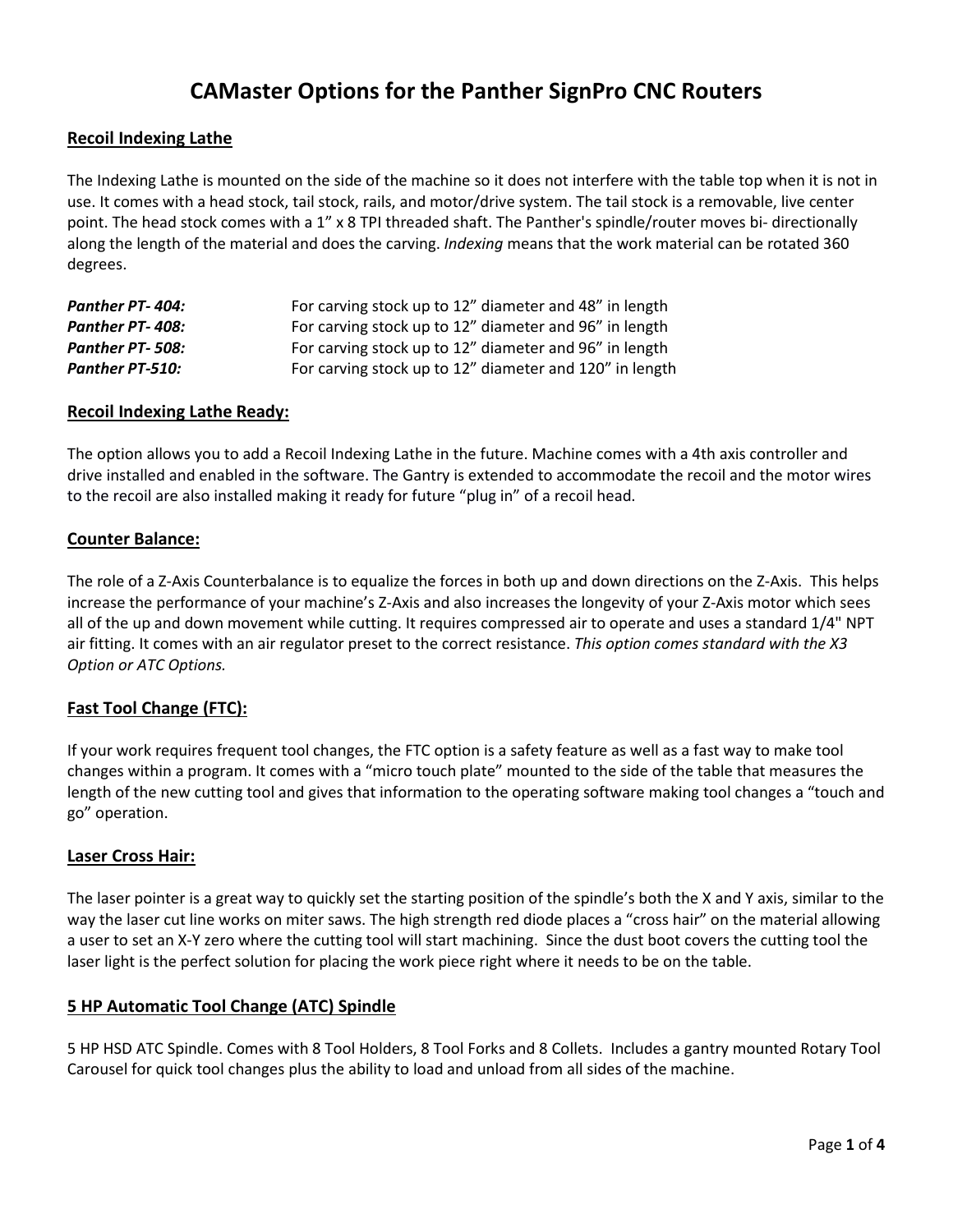# CAMaster Options for the Panther SignPro CNC Routers

## Recoil Indexing Lathe

The Indexing Lathe is mounted on the side of the machine so it does not interfere with the table top when it is not in use. It comes with a head stock, tail stock, rails, and motor/drive system. The tail stock is a removable, live center point. The head stock comes with a 1” x 8 TPI threaded shaft. The Panther's spindle/router moves bi- directionally along the length of the material and does the carving. *Indexing* means that the work material can be rotated 360 degrees.

| | |
|---|---|
| ***Panther PT- 404:*** | For carving stock up to 12” diameter and 48” in length |
| ***Panther PT- 408:*** | For carving stock up to 12” diameter and 96” in length |
| ***Panther PT- 508:*** | For carving stock up to 12” diameter and 96” in length |
| ***Panther PT-510:*** | For carving stock up to 12” diameter and 120” in length |

## Recoil Indexing Lathe Ready:

The option allows you to add a Recoil Indexing Lathe in the future. Machine comes with a 4th axis controller and drive installed and enabled in the software. The Gantry is extended to accommodate the recoil and the motor wires to the recoil are also installed making it ready for future “plug in” of a recoil head.

## Counter Balance:

The role of a Z-Axis Counterbalance is to equalize the forces in both up and down directions on the Z-Axis. This helps increase the performance of your machine’s Z-Axis and also increases the longevity of your Z-Axis motor which sees all of the up and down movement while cutting. It requires compressed air to operate and uses a standard 1/4" NPT air fitting. It comes with an air regulator preset to the correct resistance. *This option comes standard with the X3 Option or ATC Options.*

## Fast Tool Change (FTC):

If your work requires frequent tool changes, the FTC option is a safety feature as well as a fast way to make tool changes within a program. It comes with a “micro touch plate” mounted to the side of the table that measures the length of the new cutting tool and gives that information to the operating software making tool changes a “touch and go” operation.

## Laser Cross Hair:

The laser pointer is a great way to quickly set the starting position of the spindle’s both the X and Y axis, similar to the way the laser cut line works on miter saws. The high strength red diode places a “cross hair” on the material allowing a user to set an X-Y zero where the cutting tool will start machining. Since the dust boot covers the cutting tool the laser light is the perfect solution for placing the work piece right where it needs to be on the table.

## 5 HP Automatic Tool Change (ATC) Spindle

5 HP HSD ATC Spindle. Comes with 8 Tool Holders, 8 Tool Forks and 8 Collets. Includes a gantry mounted Rotary Tool Carousel for quick tool changes plus the ability to load and unload from all sides of the machine.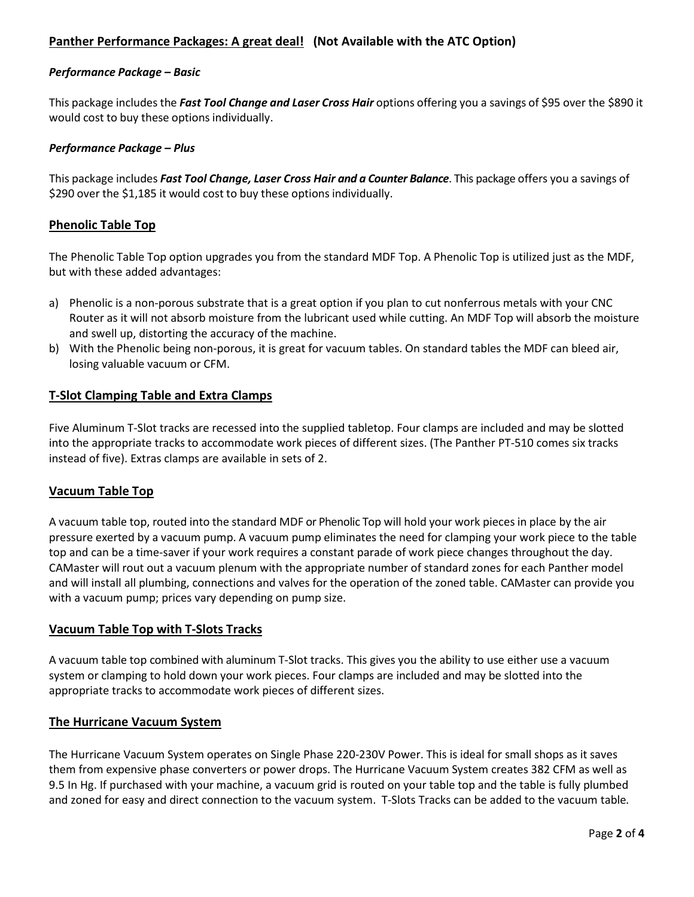## Panther Performance Packages: A great deal! (Not Available with the ATC Option)

### *Performance Package – Basic*

This package includes the ***Fast Tool Change and Laser Cross Hair*** options offering you a savings of $95 over the $890 it would cost to buy these options individually.

### *Performance Package – Plus*

This package includes ***Fast Tool Change, Laser Cross Hair and a Counter Balance***. This package offers you a savings of $290 over the $1,185 it would cost to buy these options individually.

## Phenolic Table Top

The Phenolic Table Top option upgrades you from the standard MDF Top. A Phenolic Top is utilized just as the MDF, but with these added advantages:

a) Phenolic is a non-porous substrate that is a great option if you plan to cut nonferrous metals with your CNC Router as it will not absorb moisture from the lubricant used while cutting. An MDF Top will absorb the moisture and swell up, distorting the accuracy of the machine.
b) With the Phenolic being non-porous, it is great for vacuum tables. On standard tables the MDF can bleed air, losing valuable vacuum or CFM.

## T-Slot Clamping Table and Extra Clamps

Five Aluminum T-Slot tracks are recessed into the supplied tabletop. Four clamps are included and may be slotted into the appropriate tracks to accommodate work pieces of different sizes. (The Panther PT-510 comes six tracks instead of five). Extras clamps are available in sets of 2.

## Vacuum Table Top

A vacuum table top, routed into the standard MDF or Phenolic Top will hold your work pieces in place by the air pressure exerted by a vacuum pump. A vacuum pump eliminates the need for clamping your work piece to the table top and can be a time-saver if your work requires a constant parade of work piece changes throughout the day. CAMaster will rout out a vacuum plenum with the appropriate number of standard zones for each Panther model and will install all plumbing, connections and valves for the operation of the zoned table. CAMaster can provide you with a vacuum pump; prices vary depending on pump size.

## Vacuum Table Top with T-Slots Tracks

A vacuum table top combined with aluminum T-Slot tracks. This gives you the ability to use either use a vacuum system or clamping to hold down your work pieces. Four clamps are included and may be slotted into the appropriate tracks to accommodate work pieces of different sizes.

## The Hurricane Vacuum System

The Hurricane Vacuum System operates on Single Phase 220-230V Power. This is ideal for small shops as it saves them from expensive phase converters or power drops. The Hurricane Vacuum System creates 382 CFM as well as 9.5 In Hg. If purchased with your machine, a vacuum grid is routed on your table top and the table is fully plumbed and zoned for easy and direct connection to the vacuum system. T-Slots Tracks can be added to the vacuum table.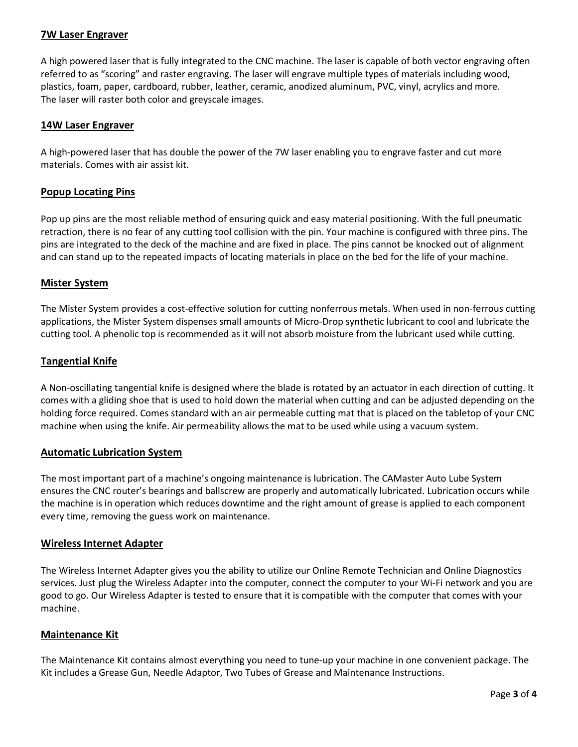## 7W Laser Engraver

A high powered laser that is fully integrated to the CNC machine. The laser is capable of both vector engraving often referred to as "scoring" and raster engraving. The laser will engrave multiple types of materials including wood, plastics, foam, paper, cardboard, rubber, leather, ceramic, anodized aluminum, PVC, vinyl, acrylics and more.
The laser will raster both color and greyscale images.

## 14W Laser Engraver

A high-powered laser that has double the power of the 7W laser enabling you to engrave faster and cut more materials. Comes with air assist kit.

## Popup Locating Pins

Pop up pins are the most reliable method of ensuring quick and easy material positioning. With the full pneumatic retraction, there is no fear of any cutting tool collision with the pin. Your machine is configured with three pins. The pins are integrated to the deck of the machine and are fixed in place. The pins cannot be knocked out of alignment and can stand up to the repeated impacts of locating materials in place on the bed for the life of your machine.

## Mister System

The Mister System provides a cost-effective solution for cutting nonferrous metals. When used in non-ferrous cutting applications, the Mister System dispenses small amounts of Micro-Drop synthetic lubricant to cool and lubricate the cutting tool. A phenolic top is recommended as it will not absorb moisture from the lubricant used while cutting.

## Tangential Knife

A Non-oscillating tangential knife is designed where the blade is rotated by an actuator in each direction of cutting. It comes with a gliding shoe that is used to hold down the material when cutting and can be adjusted depending on the holding force required. Comes standard with an air permeable cutting mat that is placed on the tabletop of your CNC machine when using the knife. Air permeability allows the mat to be used while using a vacuum system.

## Automatic Lubrication System

The most important part of a machine's ongoing maintenance is lubrication. The CAMaster Auto Lube System ensures the CNC router's bearings and ballscrew are properly and automatically lubricated. Lubrication occurs while the machine is in operation which reduces downtime and the right amount of grease is applied to each component every time, removing the guess work on maintenance.

## Wireless Internet Adapter

The Wireless Internet Adapter gives you the ability to utilize our Online Remote Technician and Online Diagnostics services. Just plug the Wireless Adapter into the computer, connect the computer to your Wi-Fi network and you are good to go. Our Wireless Adapter is tested to ensure that it is compatible with the computer that comes with your machine.

## Maintenance Kit

The Maintenance Kit contains almost everything you need to tune-up your machine in one convenient package. The Kit includes a Grease Gun, Needle Adaptor, Two Tubes of Grease and Maintenance Instructions.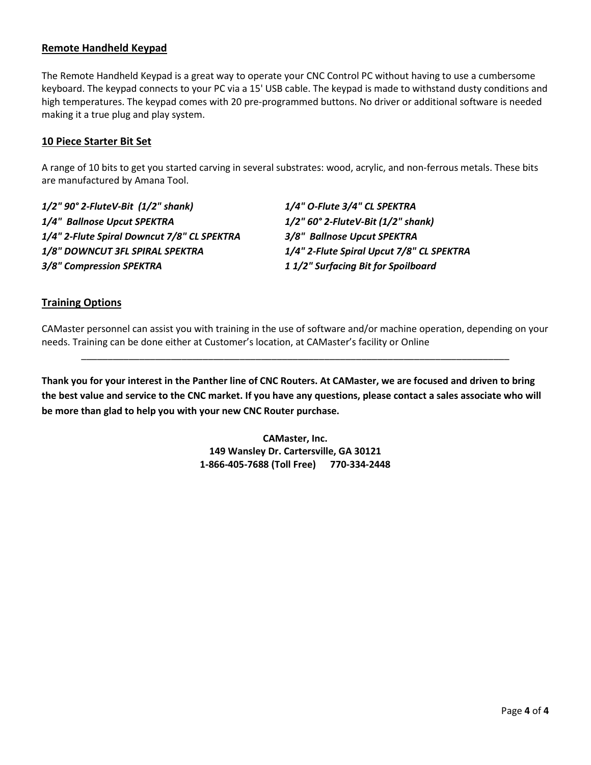## Remote Handheld Keypad

The Remote Handheld Keypad is a great way to operate your CNC Control PC without having to use a cumbersome keyboard. The keypad connects to your PC via a 15' USB cable. The keypad is made to withstand dusty conditions and high temperatures. The keypad comes with 20 pre-programmed buttons. No driver or additional software is needed making it a true plug and play system.

## 10 Piece Starter Bit Set

A range of 10 bits to get you started carving in several substrates: wood, acrylic, and non-ferrous metals. These bits are manufactured by Amana Tool.

***1/2" 90° 2-FluteV-Bit (1/2" shank)***
***1/4" Ballnose Upcut SPEKTRA***
***1/4" 2-Flute Spiral Downcut 7/8" CL SPEKTRA***
***1/8" DOWNCUT 3FL SPIRAL SPEKTRA***
***3/8" Compression SPEKTRA***
***1/4" O-Flute 3/4" CL SPEKTRA***
***1/2" 60° 2-FluteV-Bit (1/2" shank)***
***3/8" Ballnose Upcut SPEKTRA***
***1/4" 2-Flute Spiral Upcut 7/8" CL SPEKTRA***
***1 1/2" Surfacing Bit for Spoilboard***

## Training Options

CAMaster personnel can assist you with training in the use of software and/or machine operation, depending on your needs. Training can be done either at Customer's location, at CAMaster's facility or Online

---

**Thank you for your interest in the Panther line of CNC Routers. At CAMaster, we are focused and driven to bring the best value and service to the CNC market. If you have any questions, please contact a sales associate who will be more than glad to help you with your new CNC Router purchase.**

**CAMaster, Inc.**
**149 Wansley Dr. Cartersville, GA 30121**
**1-866-405-7688 (Toll Free) 770-334-2448**